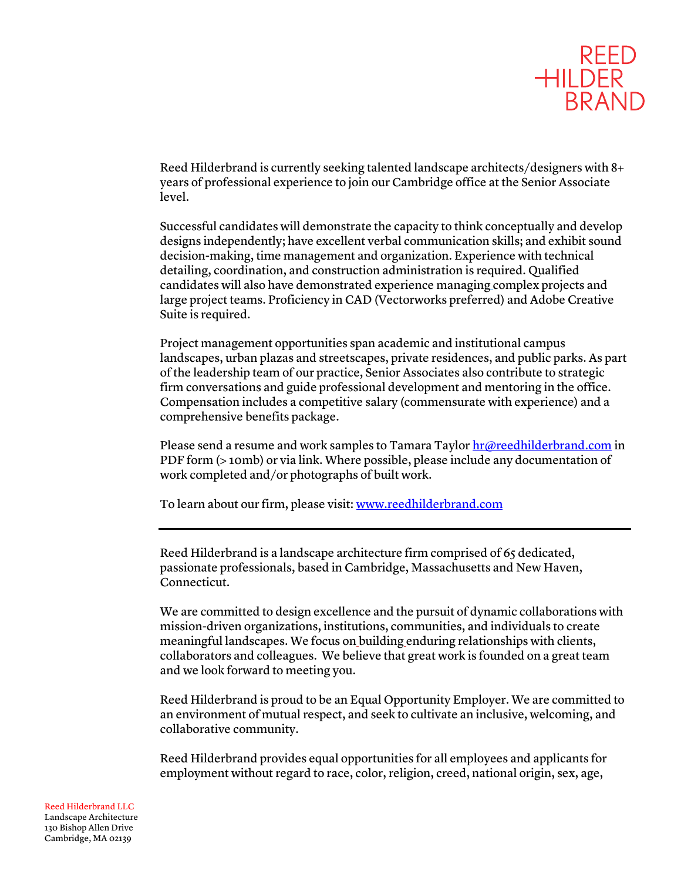REED
HILDER
BRAND

Reed Hilderbrand is currently seeking talented landscape architects/designers with 8+ years of professional experience to join our Cambridge office at the Senior Associate level.

Successful candidates will demonstrate the capacity to think conceptually and develop designs independently; have excellent verbal communication skills; and exhibit sound decision-making, time management and organization. Experience with technical detailing, coordination, and construction administration is required. Qualified candidates will also have demonstrated experience managing complex projects and large project teams. Proficiency in CAD (Vectorworks preferred) and Adobe Creative Suite is required.

Project management opportunities span academic and institutional campus landscapes, urban plazas and streetscapes, private residences, and public parks. As part of the leadership team of our practice, Senior Associates also contribute to strategic firm conversations and guide professional development and mentoring in the office. Compensation includes a competitive salary (commensurate with experience) and a comprehensive benefits package.

Please send a resume and work samples to Tamara Taylor hr@reedhilderbrand.com in PDF form (> 10mb) or via link. Where possible, please include any documentation of work completed and/or photographs of built work.

To learn about our firm, please visit: www.reedhilderbrand.com

---

Reed Hilderbrand is a landscape architecture firm comprised of 65 dedicated, passionate professionals, based in Cambridge, Massachusetts and New Haven, Connecticut.

We are committed to design excellence and the pursuit of dynamic collaborations with mission-driven organizations, institutions, communities, and individuals to create meaningful landscapes. We focus on building enduring relationships with clients, collaborators and colleagues. We believe that great work is founded on a great team and we look forward to meeting you.

Reed Hilderbrand is proud to be an Equal Opportunity Employer. We are committed to an environment of mutual respect, and seek to cultivate an inclusive, welcoming, and collaborative community.

Reed Hilderbrand provides equal opportunities for all employees and applicants for employment without regard to race, color, religion, creed, national origin, sex, age,

Reed Hilderbrand LLC
Landscape Architecture
130 Bishop Allen Drive
Cambridge, MA 02139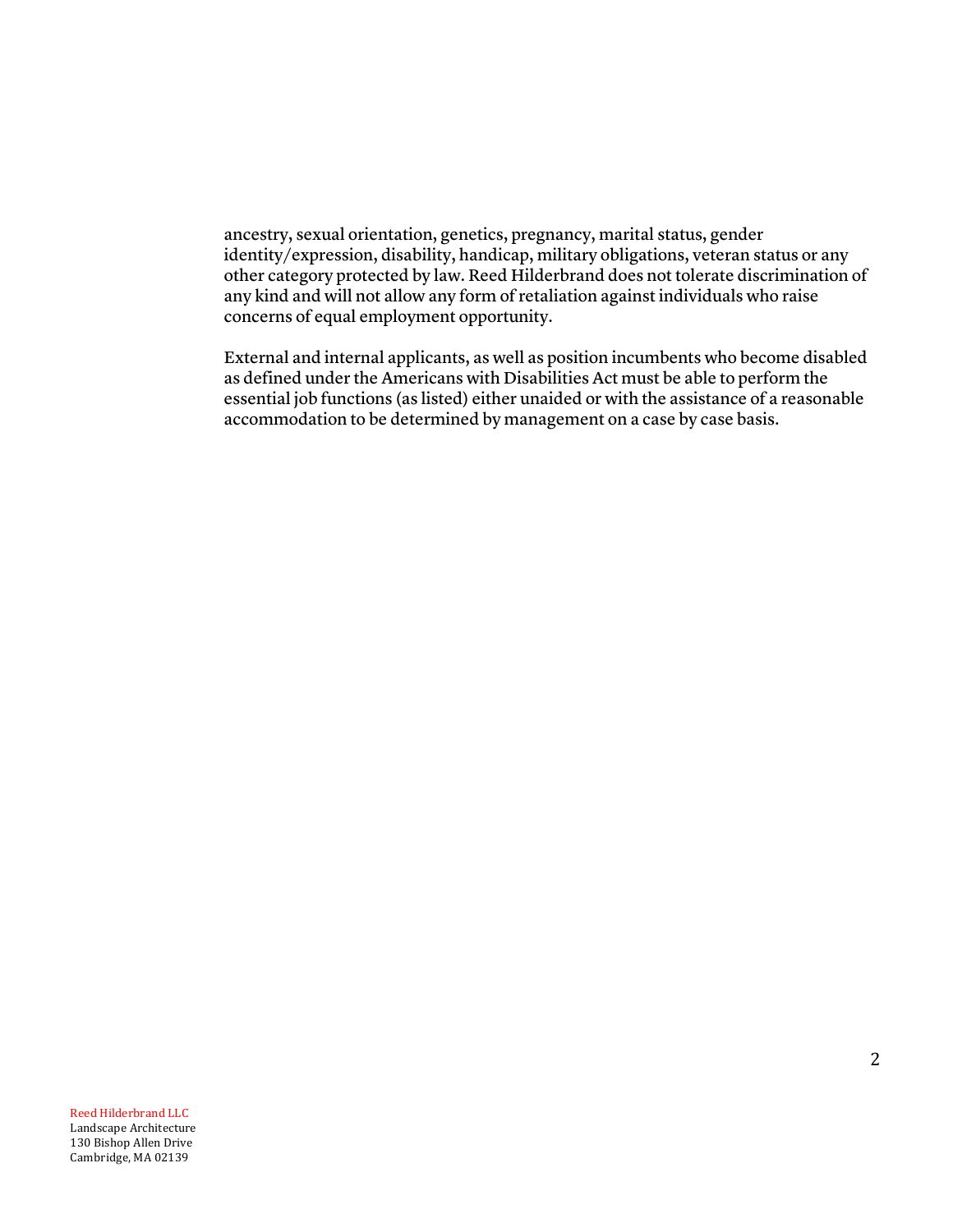ancestry, sexual orientation, genetics, pregnancy, marital status, gender identity/expression, disability, handicap, military obligations, veteran status or any other category protected by law. Reed Hilderbrand does not tolerate discrimination of any kind and will not allow any form of retaliation against individuals who raise concerns of equal employment opportunity.

External and internal applicants, as well as position incumbents who become disabled as defined under the Americans with Disabilities Act must be able to perform the essential job functions (as listed) either unaided or with the assistance of a reasonable accommodation to be determined by management on a case by case basis.